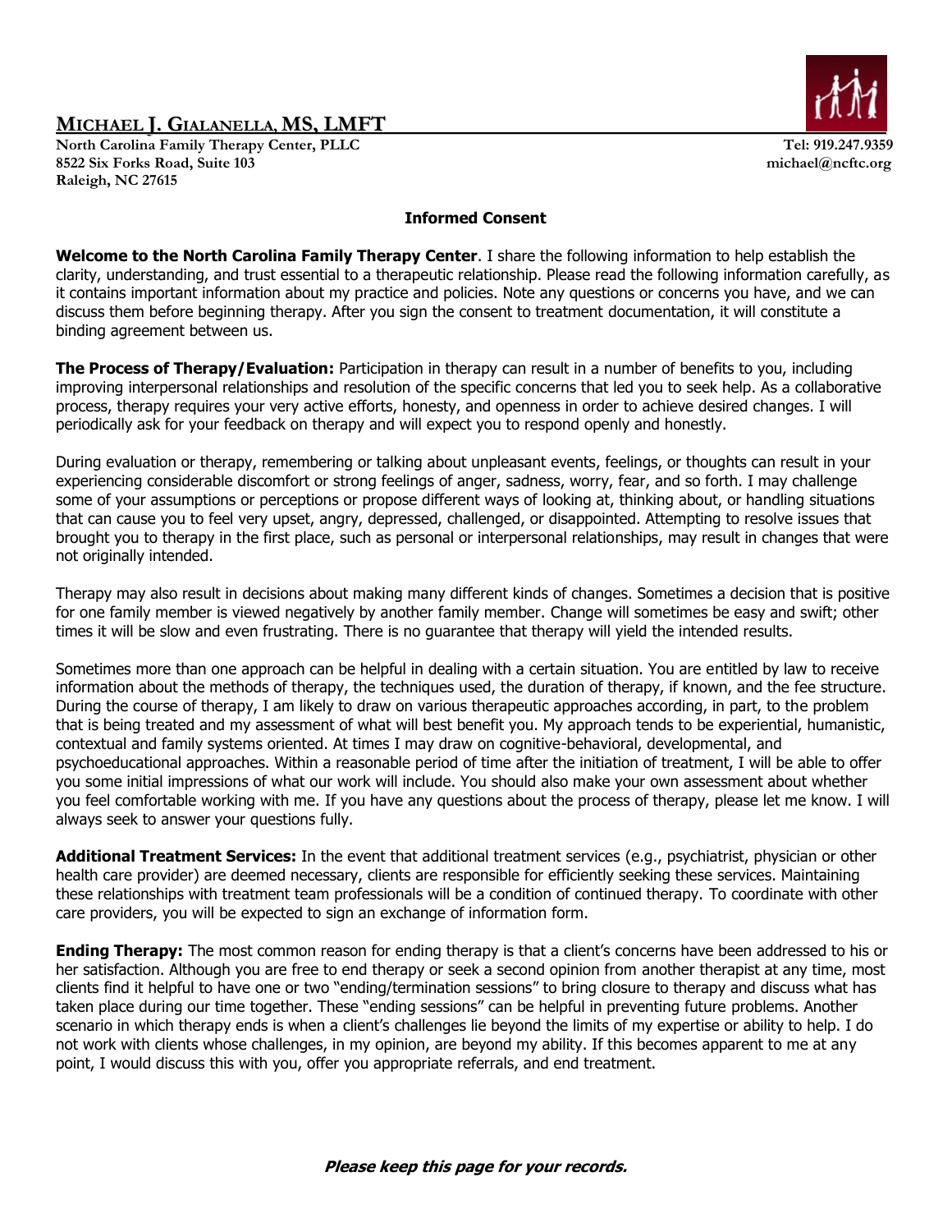# MICHAEL J. GIALANELLA, MS, LMFT

**North Carolina Family Therapy Center, PLLC**
**8522 Six Forks Road, Suite 103**
**Raleigh, NC 27615**

**Tel: 919.247.9359**
**michael@ncftc.org**

## Informed Consent

**Welcome to the North Carolina Family Therapy Center**. I share the following information to help establish the clarity, understanding, and trust essential to a therapeutic relationship. Please read the following information carefully, as it contains important information about my practice and policies. Note any questions or concerns you have, and we can discuss them before beginning therapy. After you sign the consent to treatment documentation, it will constitute a binding agreement between us.

**The Process of Therapy/Evaluation:** Participation in therapy can result in a number of benefits to you, including improving interpersonal relationships and resolution of the specific concerns that led you to seek help. As a collaborative process, therapy requires your very active efforts, honesty, and openness in order to achieve desired changes. I will periodically ask for your feedback on therapy and will expect you to respond openly and honestly.

During evaluation or therapy, remembering or talking about unpleasant events, feelings, or thoughts can result in your experiencing considerable discomfort or strong feelings of anger, sadness, worry, fear, and so forth. I may challenge some of your assumptions or perceptions or propose different ways of looking at, thinking about, or handling situations that can cause you to feel very upset, angry, depressed, challenged, or disappointed. Attempting to resolve issues that brought you to therapy in the first place, such as personal or interpersonal relationships, may result in changes that were not originally intended.

Therapy may also result in decisions about making many different kinds of changes. Sometimes a decision that is positive for one family member is viewed negatively by another family member. Change will sometimes be easy and swift; other times it will be slow and even frustrating. There is no guarantee that therapy will yield the intended results.

Sometimes more than one approach can be helpful in dealing with a certain situation. You are entitled by law to receive information about the methods of therapy, the techniques used, the duration of therapy, if known, and the fee structure. During the course of therapy, I am likely to draw on various therapeutic approaches according, in part, to the problem that is being treated and my assessment of what will best benefit you. My approach tends to be experiential, humanistic, contextual and family systems oriented. At times I may draw on cognitive-behavioral, developmental, and psychoeducational approaches. Within a reasonable period of time after the initiation of treatment, I will be able to offer you some initial impressions of what our work will include. You should also make your own assessment about whether you feel comfortable working with me. If you have any questions about the process of therapy, please let me know. I will always seek to answer your questions fully.

**Additional Treatment Services:** In the event that additional treatment services (e.g., psychiatrist, physician or other health care provider) are deemed necessary, clients are responsible for efficiently seeking these services. Maintaining these relationships with treatment team professionals will be a condition of continued therapy. To coordinate with other care providers, you will be expected to sign an exchange of information form.

**Ending Therapy:** The most common reason for ending therapy is that a client's concerns have been addressed to his or her satisfaction. Although you are free to end therapy or seek a second opinion from another therapist at any time, most clients find it helpful to have one or two "ending/termination sessions" to bring closure to therapy and discuss what has taken place during our time together. These "ending sessions" can be helpful in preventing future problems. Another scenario in which therapy ends is when a client's challenges lie beyond the limits of my expertise or ability to help. I do not work with clients whose challenges, in my opinion, are beyond my ability. If this becomes apparent to me at any point, I would discuss this with you, offer you appropriate referrals, and end treatment.

***Please keep this page for your records.***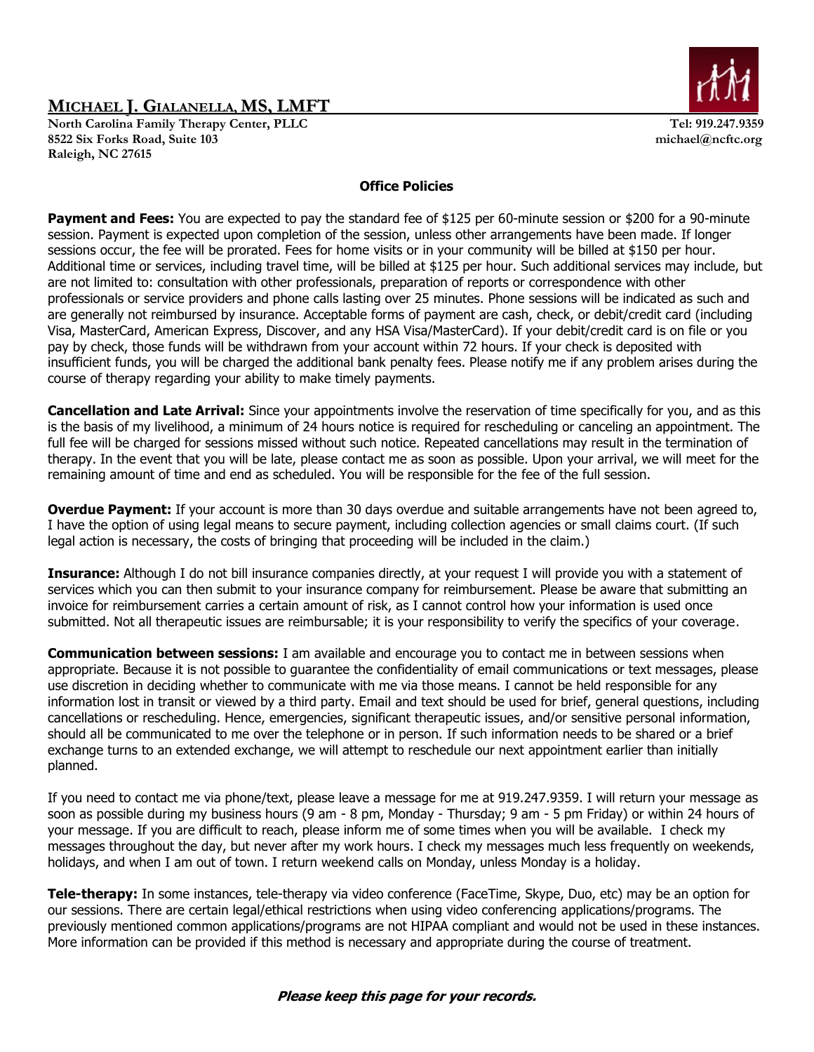**MICHAEL J. GIALANELLA, MS, LMFT**

**North Carolina Family Therapy Center, PLLC**
**8522 Six Forks Road, Suite 103**
**Raleigh, NC 27615**

**Tel: 919.247.9359**
**michael@ncftc.org**

## Office Policies

**Payment and Fees:** You are expected to pay the standard fee of $125 per 60-minute session or $200 for a 90-minute session. Payment is expected upon completion of the session, unless other arrangements have been made. If longer sessions occur, the fee will be prorated. Fees for home visits or in your community will be billed at $150 per hour. Additional time or services, including travel time, will be billed at $125 per hour. Such additional services may include, but are not limited to: consultation with other professionals, preparation of reports or correspondence with other professionals or service providers and phone calls lasting over 25 minutes. Phone sessions will be indicated as such and are generally not reimbursed by insurance. Acceptable forms of payment are cash, check, or debit/credit card (including Visa, MasterCard, American Express, Discover, and any HSA Visa/MasterCard). If your debit/credit card is on file or you pay by check, those funds will be withdrawn from your account within 72 hours. If your check is deposited with insufficient funds, you will be charged the additional bank penalty fees. Please notify me if any problem arises during the course of therapy regarding your ability to make timely payments.

**Cancellation and Late Arrival:** Since your appointments involve the reservation of time specifically for you, and as this is the basis of my livelihood, a minimum of 24 hours notice is required for rescheduling or canceling an appointment. The full fee will be charged for sessions missed without such notice. Repeated cancellations may result in the termination of therapy. In the event that you will be late, please contact me as soon as possible. Upon your arrival, we will meet for the remaining amount of time and end as scheduled. You will be responsible for the fee of the full session.

**Overdue Payment:** If your account is more than 30 days overdue and suitable arrangements have not been agreed to, I have the option of using legal means to secure payment, including collection agencies or small claims court. (If such legal action is necessary, the costs of bringing that proceeding will be included in the claim.)

**Insurance:** Although I do not bill insurance companies directly, at your request I will provide you with a statement of services which you can then submit to your insurance company for reimbursement. Please be aware that submitting an invoice for reimbursement carries a certain amount of risk, as I cannot control how your information is used once submitted. Not all therapeutic issues are reimbursable; it is your responsibility to verify the specifics of your coverage.

**Communication between sessions:** I am available and encourage you to contact me in between sessions when appropriate. Because it is not possible to guarantee the confidentiality of email communications or text messages, please use discretion in deciding whether to communicate with me via those means. I cannot be held responsible for any information lost in transit or viewed by a third party. Email and text should be used for brief, general questions, including cancellations or rescheduling. Hence, emergencies, significant therapeutic issues, and/or sensitive personal information, should all be communicated to me over the telephone or in person. If such information needs to be shared or a brief exchange turns to an extended exchange, we will attempt to reschedule our next appointment earlier than initially planned.

If you need to contact me via phone/text, please leave a message for me at 919.247.9359. I will return your message as soon as possible during my business hours (9 am - 8 pm, Monday - Thursday; 9 am - 5 pm Friday) or within 24 hours of your message. If you are difficult to reach, please inform me of some times when you will be available. I check my messages throughout the day, but never after my work hours. I check my messages much less frequently on weekends, holidays, and when I am out of town. I return weekend calls on Monday, unless Monday is a holiday.

**Tele-therapy:** In some instances, tele-therapy via video conference (FaceTime, Skype, Duo, etc) may be an option for our sessions. There are certain legal/ethical restrictions when using video conferencing applications/programs. The previously mentioned common applications/programs are not HIPAA compliant and would not be used in these instances. More information can be provided if this method is necessary and appropriate during the course of treatment.

***Please keep this page for your records.***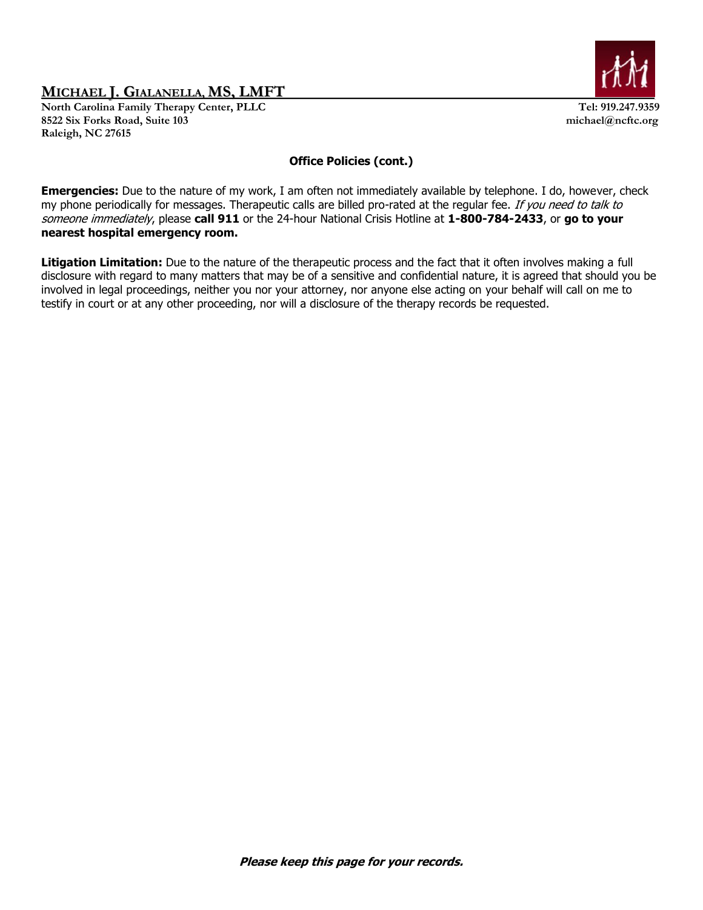**MICHAEL J. GIALANELLA, MS, LMFT**

**North Carolina Family Therapy Center, PLLC**
**8522 Six Forks Road, Suite 103**
**Raleigh, NC 27615**

**Tel: 919.247.9359**
**michael@ncftc.org**

**Office Policies (cont.)**

**Emergencies:** Due to the nature of my work, I am often not immediately available by telephone. I do, however, check my phone periodically for messages. Therapeutic calls are billed pro-rated at the regular fee. *If you need to talk to someone immediately*, please **call 911** or the 24-hour National Crisis Hotline at **1-800-784-2433**, or **go to your nearest hospital emergency room.**

**Litigation Limitation:** Due to the nature of the therapeutic process and the fact that it often involves making a full disclosure with regard to many matters that may be of a sensitive and confidential nature, it is agreed that should you be involved in legal proceedings, neither you nor your attorney, nor anyone else acting on your behalf will call on me to testify in court or at any other proceeding, nor will a disclosure of the therapy records be requested.

***Please keep this page for your records.***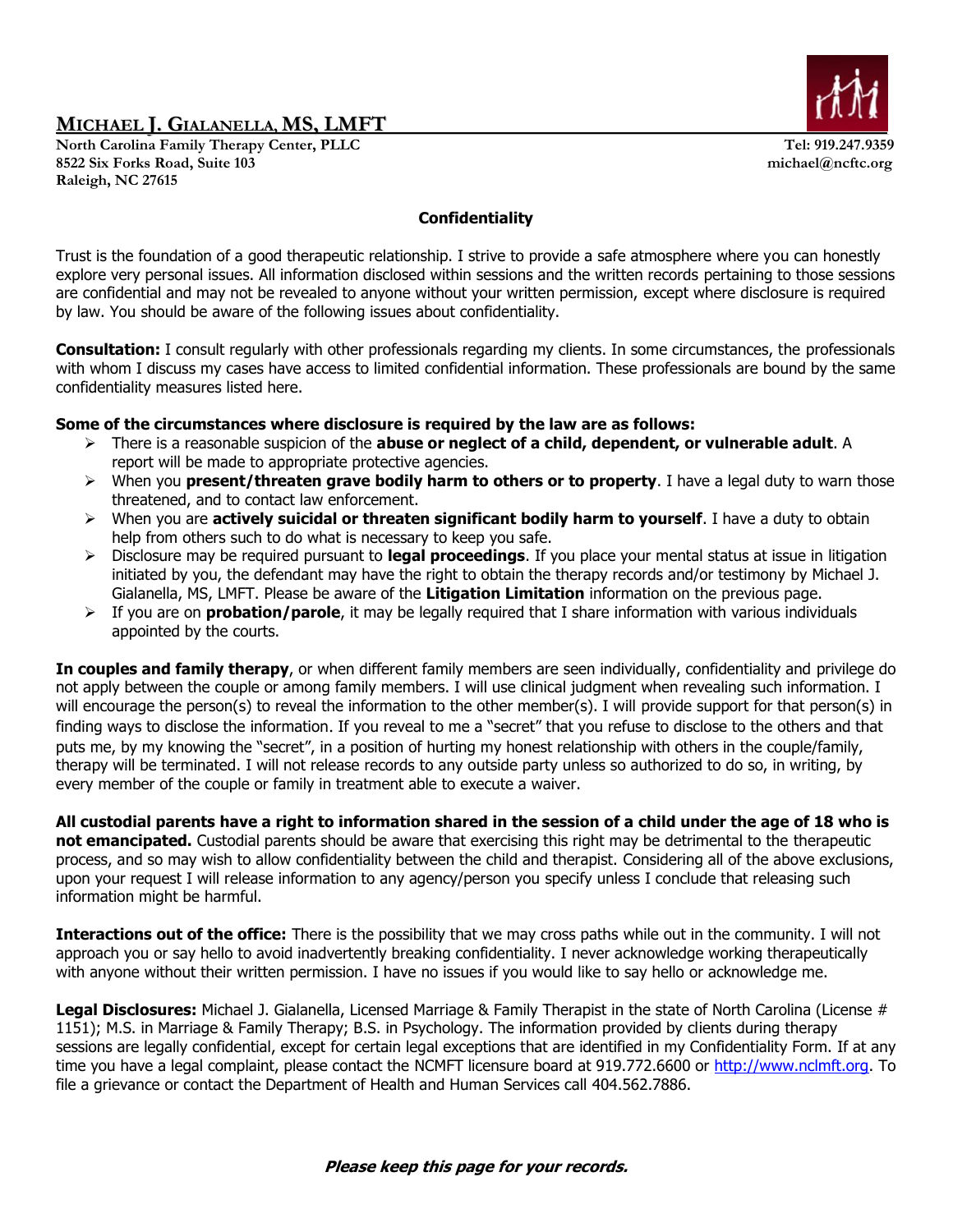# MICHAEL J. GIALANELLA, MS, LMFT

**North Carolina Family Therapy Center, PLLC**
**8522 Six Forks Road, Suite 103**
**Raleigh, NC 27615**

**Tel: 919.247.9359**
**michael@ncftc.org**

## Confidentiality

Trust is the foundation of a good therapeutic relationship. I strive to provide a safe atmosphere where you can honestly explore very personal issues. All information disclosed within sessions and the written records pertaining to those sessions are confidential and may not be revealed to anyone without your written permission, except where disclosure is required by law. You should be aware of the following issues about confidentiality.

**Consultation:** I consult regularly with other professionals regarding my clients. In some circumstances, the professionals with whom I discuss my cases have access to limited confidential information. These professionals are bound by the same confidentiality measures listed here.

**Some of the circumstances where disclosure is required by the law are as follows:**

- There is a reasonable suspicion of the **abuse or neglect of a child, dependent, or vulnerable adult**. A report will be made to appropriate protective agencies.
- When you **present/threaten grave bodily harm to others or to property**. I have a legal duty to warn those threatened, and to contact law enforcement.
- When you are **actively suicidal or threaten significant bodily harm to yourself**. I have a duty to obtain help from others such to do what is necessary to keep you safe.
- Disclosure may be required pursuant to **legal proceedings**. If you place your mental status at issue in litigation initiated by you, the defendant may have the right to obtain the therapy records and/or testimony by Michael J. Gialanella, MS, LMFT. Please be aware of the **Litigation Limitation** information on the previous page.
- If you are on **probation/parole**, it may be legally required that I share information with various individuals appointed by the courts.

**In couples and family therapy**, or when different family members are seen individually, confidentiality and privilege do not apply between the couple or among family members. I will use clinical judgment when revealing such information. I will encourage the person(s) to reveal the information to the other member(s). I will provide support for that person(s) in finding ways to disclose the information. If you reveal to me a "secret" that you refuse to disclose to the others and that puts me, by my knowing the "secret", in a position of hurting my honest relationship with others in the couple/family, therapy will be terminated. I will not release records to any outside party unless so authorized to do so, in writing, by every member of the couple or family in treatment able to execute a waiver.

**All custodial parents have a right to information shared in the session of a child under the age of 18 who is not emancipated.** Custodial parents should be aware that exercising this right may be detrimental to the therapeutic process, and so may wish to allow confidentiality between the child and therapist. Considering all of the above exclusions, upon your request I will release information to any agency/person you specify unless I conclude that releasing such information might be harmful.

**Interactions out of the office:** There is the possibility that we may cross paths while out in the community. I will not approach you or say hello to avoid inadvertently breaking confidentiality. I never acknowledge working therapeutically with anyone without their written permission. I have no issues if you would like to say hello or acknowledge me.

**Legal Disclosures:** Michael J. Gialanella, Licensed Marriage & Family Therapist in the state of North Carolina (License # 1151); M.S. in Marriage & Family Therapy; B.S. in Psychology. The information provided by clients during therapy sessions are legally confidential, except for certain legal exceptions that are identified in my Confidentiality Form. If at any time you have a legal complaint, please contact the NCMFT licensure board at 919.772.6600 or http://www.nclmft.org. To file a grievance or contact the Department of Health and Human Services call 404.562.7886.

***Please keep this page for your records.***